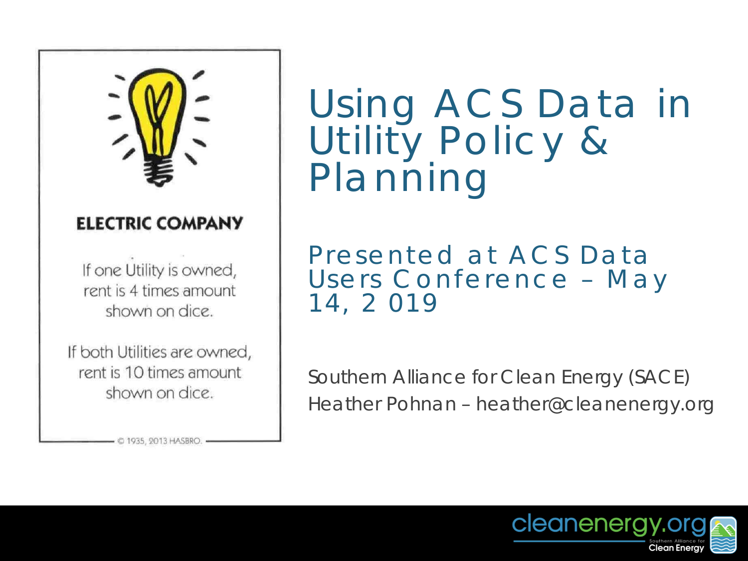ELECTRIC COMPANY

If one Utility is owned, rent is 4 times amount shown on dice.

If both Utilities are owned, rent is 10 times amount shown on dice.

© 1935, 2013 HASBRO.

# Using ACS Data in Utility Policy & Planning

## Presented at ACS Data Users Conference – May 14, 2019

Southern Alliance for Clean Energy (SACE)

Heather Pohnan – heather@cleanenergy.org

cleanenergy.org Southern Alliance for Clean Energy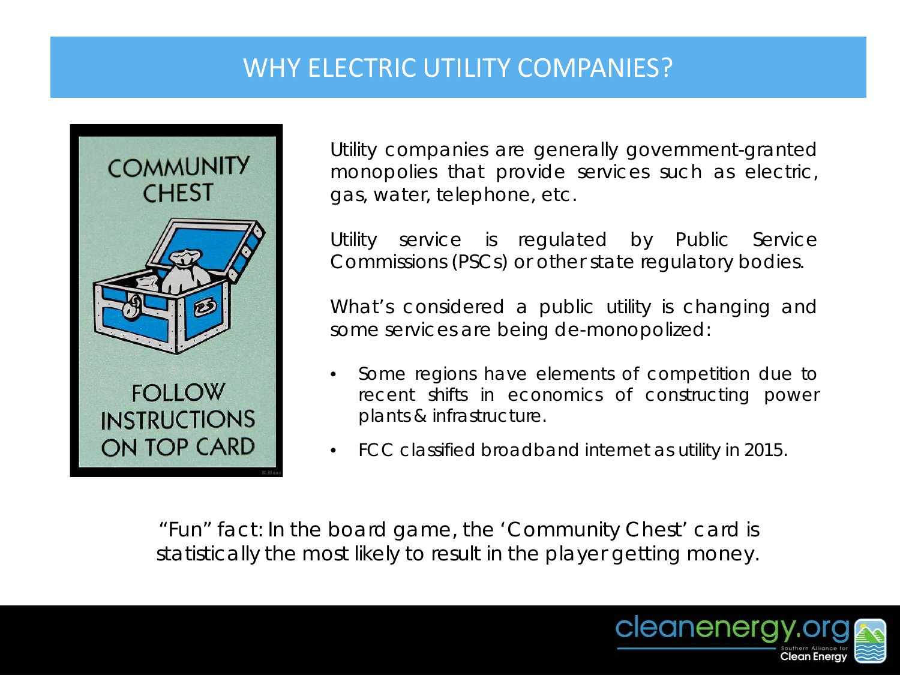# WHY ELECTRIC UTILITY COMPANIES?

Utility companies are generally government-granted monopolies that provide services such as electric, gas, water, telephone, etc.

Utility service is regulated by Public Service Commissions (PSCs) or other state regulatory bodies.

What's considered a public utility is changing and some services are being de-monopolized:

- Some regions have elements of competition due to recent shifts in economics of constructing power plants & infrastructure.
- FCC classified broadband internet as utility in 2015.

"Fun" fact: In the board game, the 'Community Chest' card is statistically the most likely to result in the player getting money.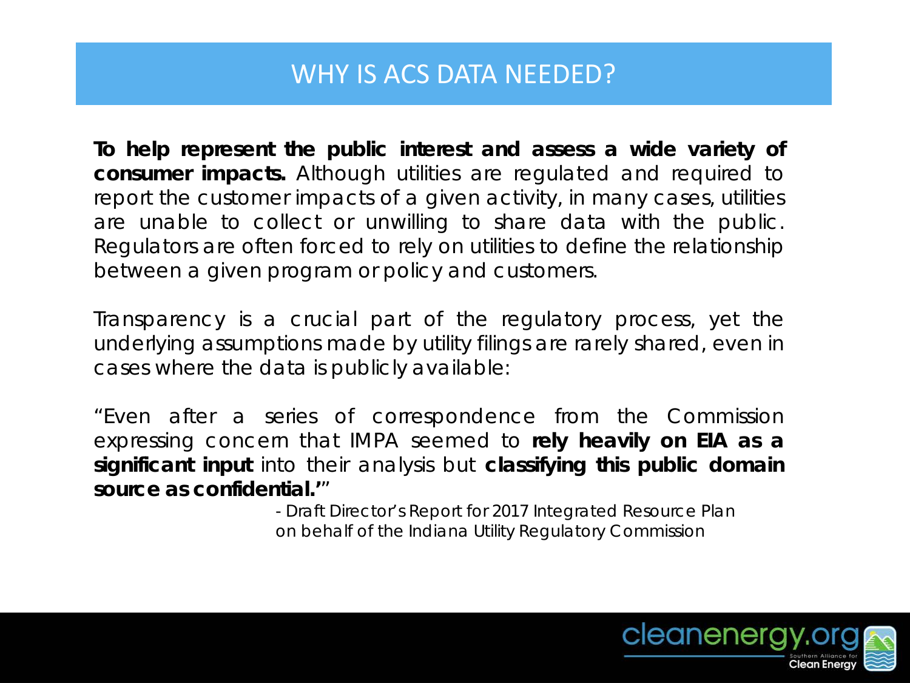# WHY IS ACS DATA NEEDED?

**To help represent the public interest and assess a wide variety of consumer impacts.** Although utilities are regulated and required to report the customer impacts of a given activity, in many cases, utilities are unable to collect or unwilling to share data with the public. Regulators are often forced to rely on utilities to define the relationship between a given program or policy and customers.

Transparency is a crucial part of the regulatory process, yet the underlying assumptions made by utility filings are rarely shared, even in cases where the data is publicly available:

"Even after a series of correspondence from the Commission expressing concern that IMPA seemed to **rely heavily on EIA as a significant input** into their analysis but **classifying this public domain source as confidential.'**"

- Draft Director's Report for 2017 Integrated Resource Plan on behalf of the Indiana Utility Regulatory Commission

cleanenergy.org
Southern Alliance for Clean Energy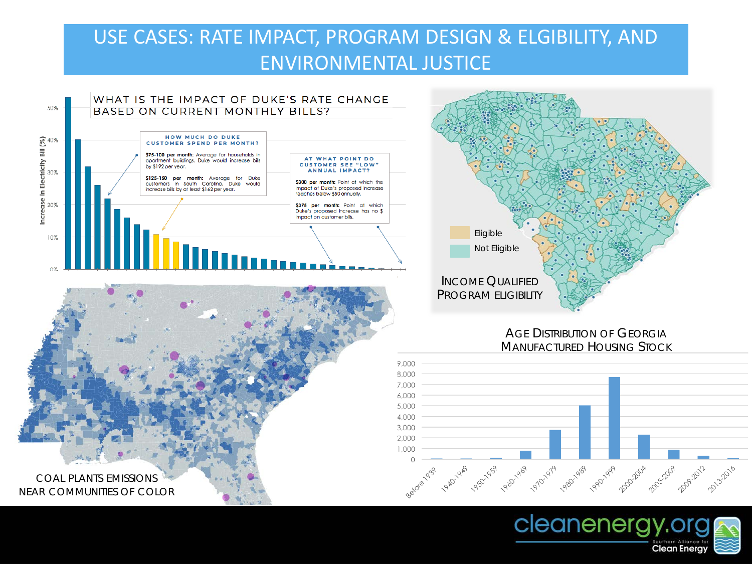# USE CASES: RATE IMPACT, PROGRAM DESIGN & ELGIBILITY, AND ENVIRONMENTAL JUSTICE

## WHAT IS THE IMPACT OF DUKE'S RATE CHANGE BASED ON CURRENT MONTHLY BILLS?

Increase in Electricity Bill (%)

0% 10% 20% 30% 40% 50%

**HOW MUCH DO DUKE CUSTOMER SPEND PER MONTH?**

**$75-100 per month:** Average for households in apartment buildings. Duke would increase bills by $192 per year.

**$125-150 per month:** Average for Duke customers in South Carolina. Duke would increase bills by at least $162 per year.

**AT WHAT POINT DO CUSTOMER SEE "LOW" ANNUAL IMPACT?**

**$300 per month:** Point at which the impact of Duke's proposed increase reaches below $50 annually.

**$375 per month:** Point at which Duke's proposed increase has no $ impact on customer bills.

## INCOME QUALIFIED PROGRAM ELIGIBILITY

Eligible

Not Eligible

## COAL PLANTS EMISSIONS NEAR COMMUNITIES OF COLOR

## AGE DISTRIBUTION OF GEORGIA MANUFACTURED HOUSING STOCK

0 1,000 2,000 3,000 4,000 5,000 6,000 7,000 8,000 9,000

Before 1939, 1940-1949, 1950-1959, 1960-1969, 1970-1979, 1980-1989, 1990-1999, 2000-2004, 2005-2009, 2009-2012, 2013-2016

cleanenergy.org Southern Alliance for Clean Energy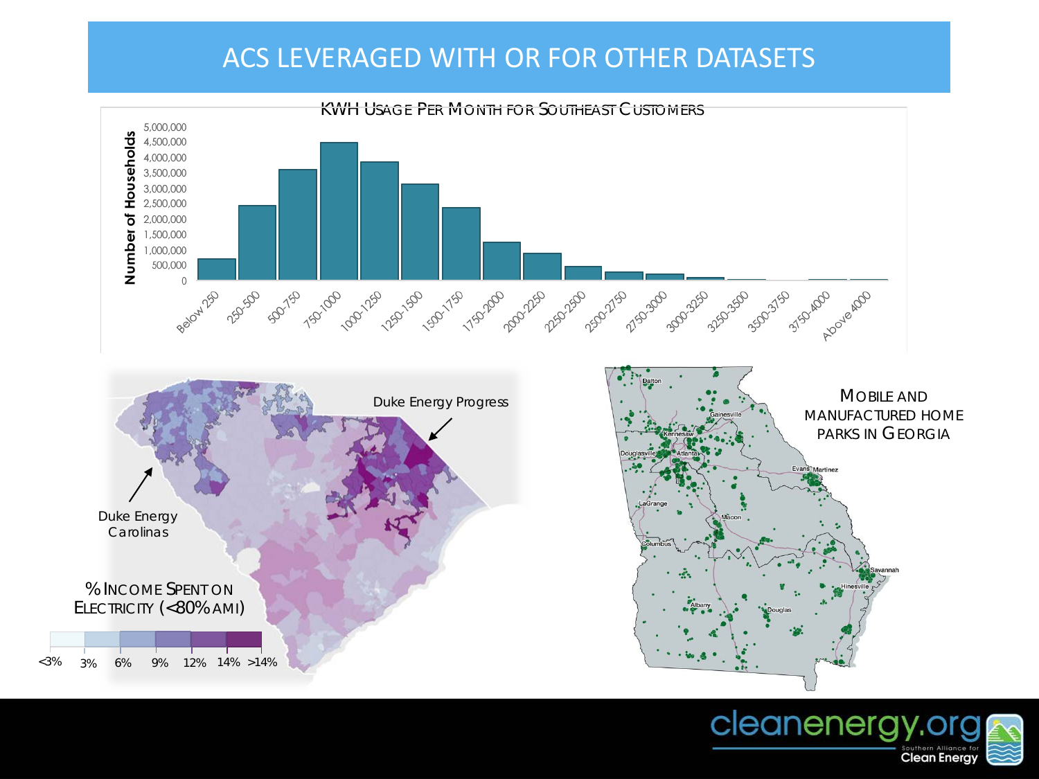# ACS LEVERAGED WITH OR FOR OTHER DATASETS

KWH USAGE PER MONTH FOR SOUTHEAST CUSTOMERS

Number of Households

5,000,000
4,500,000
4,000,000
3,500,000
3,000,000
2,500,000
2,000,000
1,500,000
1,000,000
500,000
0

Below 250, 250-500, 500-750, 750-1000, 1000-1250, 1250-1500, 1500-1750, 1750-2000, 2000-2250, 2250-2500, 2500-2750, 2750-3000, 3000-3250, 3250-3500, 3500-3750, 3750-4000, Above 4000

Duke Energy Progress

Duke Energy Carolinas

% INCOME SPENT ON ELECTRICITY (<80% AMI)

<3% 3% 6% 9% 12% 14% >14%

MOBILE AND MANUFACTURED HOME PARKS IN GEORGIA

Dalton, Gainesville, Kennesaw, Douglasville, Atlanta, Evans, Martinez, LaGrange, Macon, Columbus, Savannah, Hinesville, Albany, Douglas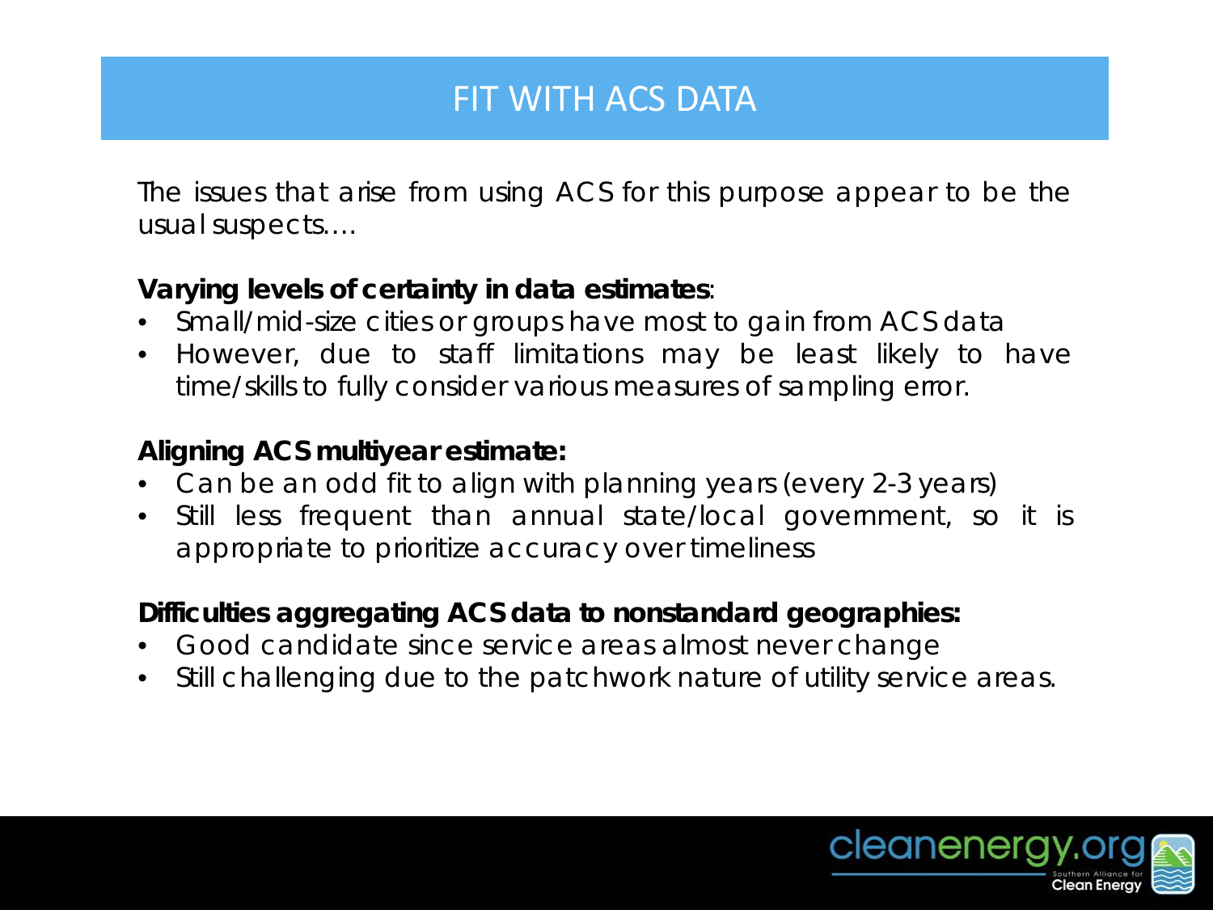# FIT WITH ACS DATA

The issues that arise from using ACS for this purpose appear to be the usual suspects….

**Varying levels of certainty in data estimates**:

- Small/mid-size cities or groups have most to gain from ACS data
- However, due to staff limitations may be least likely to have time/skills to fully consider various measures of sampling error.

**Aligning ACS multiyear estimate:**

- Can be an odd fit to align with planning years (every 2-3 years)
- Still less frequent than annual state/local government, so it is appropriate to prioritize accuracy over timeliness

**Difficulties aggregating ACS data to nonstandard geographies:**

- Good candidate since service areas almost never change
- Still challenging due to the patchwork nature of utility service areas.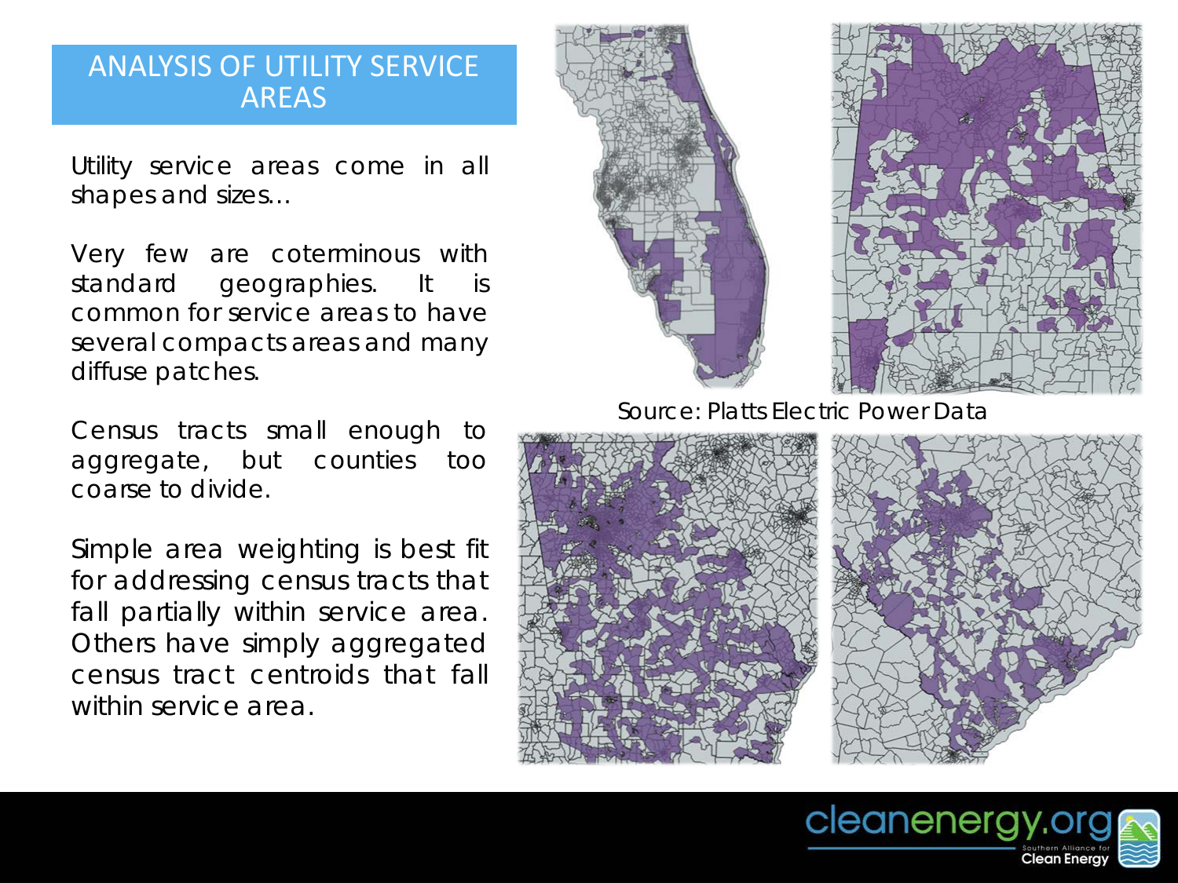# ANALYSIS OF UTILITY SERVICE AREAS

Utility service areas come in all shapes and sizes…

Very few are coterminous with standard geographies. It is common for service areas to have several compacts areas and many diffuse patches.

Census tracts small enough to aggregate, but counties too coarse to divide.

Simple area weighting is best fit for addressing census tracts that fall partially within service area. Others have simply aggregated census tract centroids that fall within service area.

Source: Platts Electric Power Data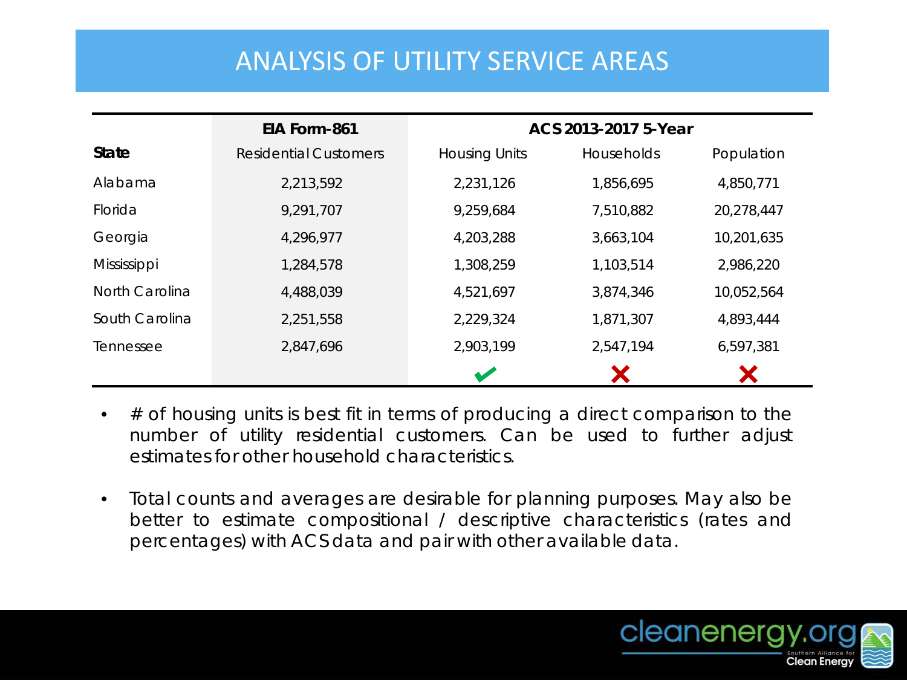# ANALYSIS OF UTILITY SERVICE AREAS

| | EIA Form-861 | ACS 2013-2017 5-Year | | |
|---|---|---|---|---|
| **State** | Residential Customers | Housing Units | Households | Population |
| Alabama | 2,213,592 | 2,231,126 | 1,856,695 | 4,850,771 |
| Florida | 9,291,707 | 9,259,684 | 7,510,882 | 20,278,447 |
| Georgia | 4,296,977 | 4,203,288 | 3,663,104 | 10,201,635 |
| Mississippi | 1,284,578 | 1,308,259 | 1,103,514 | 2,986,220 |
| North Carolina | 4,488,039 | 4,521,697 | 3,874,346 | 10,052,564 |
| South Carolina | 2,251,558 | 2,229,324 | 1,871,307 | 4,893,444 |
| Tennessee | 2,847,696 | 2,903,199 | 2,547,194 | 6,597,381 |
| | | ✔ | ✘ | ✘ |

- # of housing units is best fit in terms of producing a direct comparison to the number of utility residential customers. Can be used to further adjust estimates for other household characteristics.
- Total counts and averages are desirable for planning purposes. May also be better to estimate compositional / descriptive characteristics (rates and percentages) with ACS data and pair with other available data.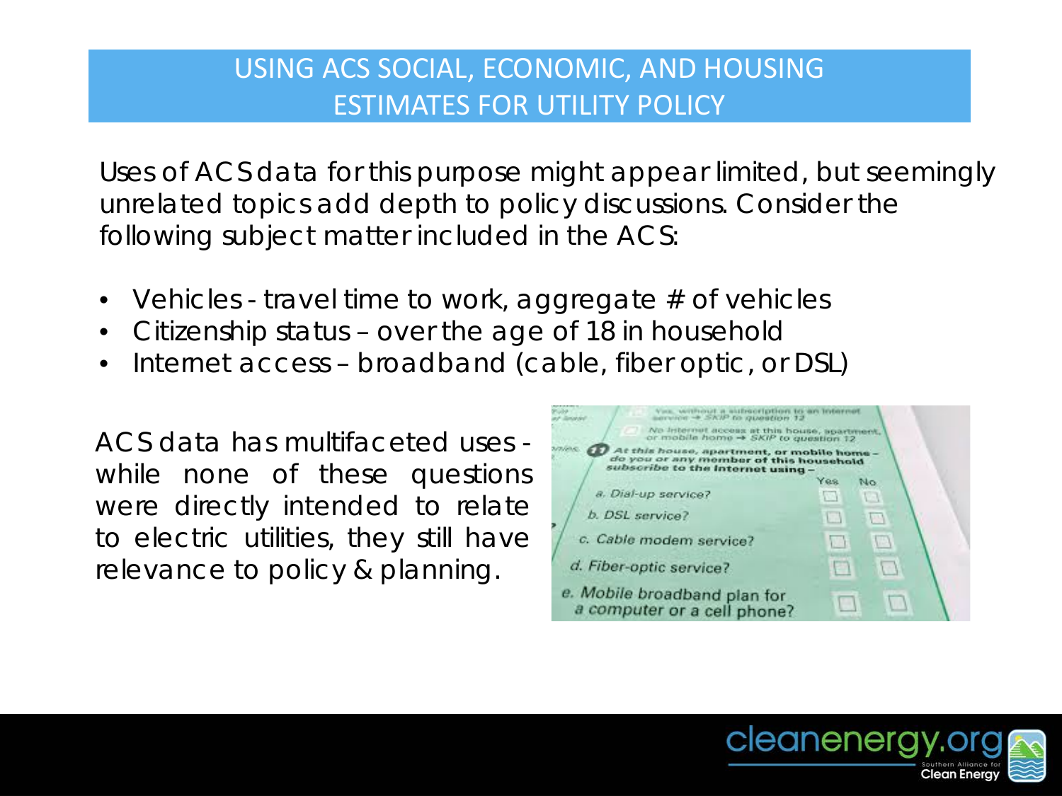# USING ACS SOCIAL, ECONOMIC, AND HOUSING ESTIMATES FOR UTILITY POLICY

Uses of ACS data for this purpose might appear limited, but seemingly unrelated topics add depth to policy discussions. Consider the following subject matter included in the ACS:

- Vehicles - travel time to work, aggregate # of vehicles
- Citizenship status – over the age of 18 in household
- Internet access – broadband (cable, fiber optic, or DSL)

ACS data has multifaceted uses - while none of these questions were directly intended to relate to electric utilities, they still have relevance to policy & planning.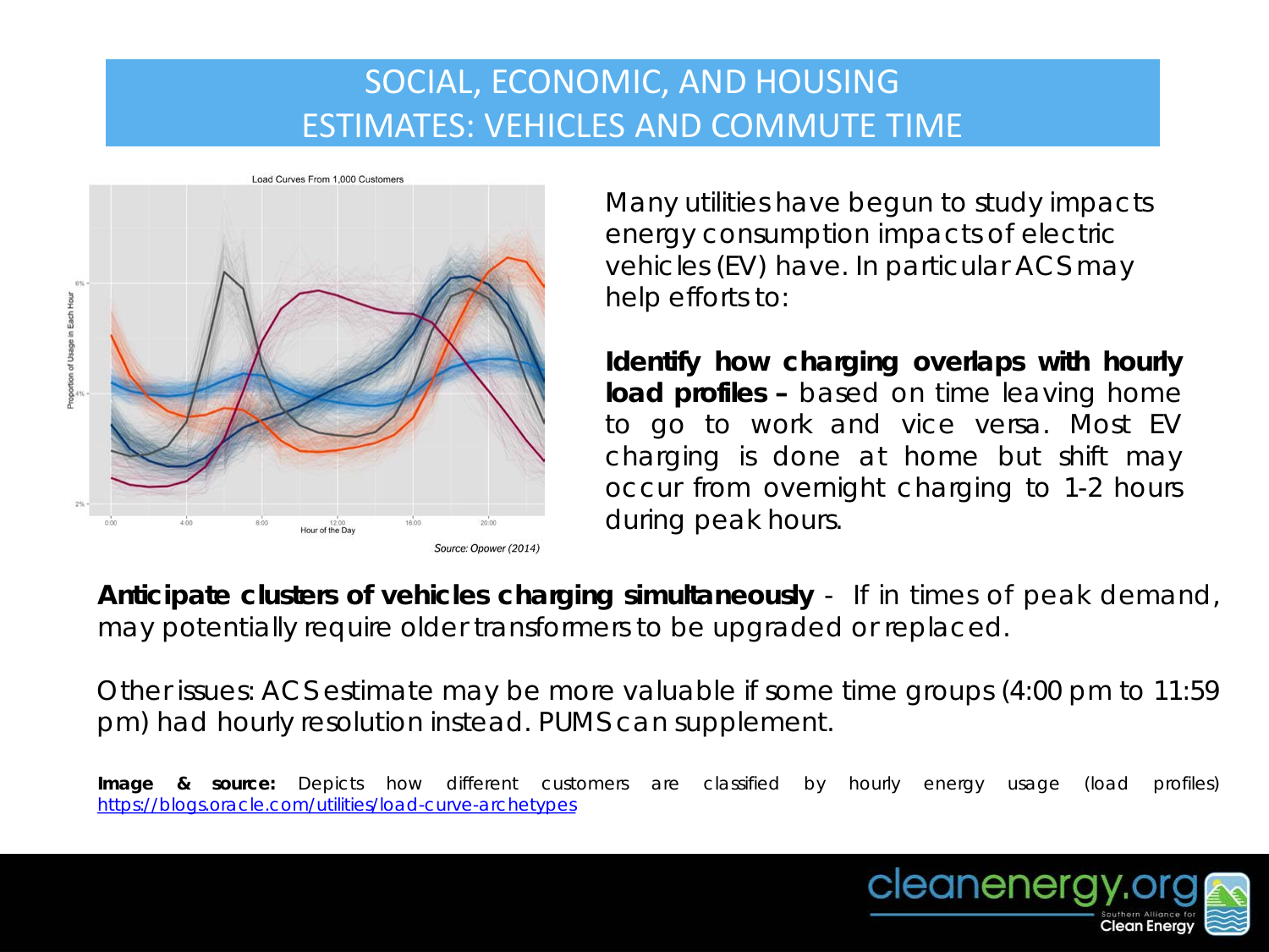# SOCIAL, ECONOMIC, AND HOUSING ESTIMATES: VEHICLES AND COMMUTE TIME

Source: Opower (2014)

Many utilities have begun to study impacts energy consumption impacts of electric vehicles (EV) have. In particular ACS may help efforts to:

**Identify how charging overlaps with hourly load profiles –** based on time leaving home to go to work and vice versa. Most EV charging is done at home but shift may occur from overnight charging to 1-2 hours during peak hours.

**Anticipate clusters of vehicles charging simultaneously** - If in times of peak demand, may potentially require older transformers to be upgraded or replaced.

Other issues: ACS estimate may be more valuable if some time groups (4:00 pm to 11:59 pm) had hourly resolution instead. PUMS can supplement.

**Image & source:** Depicts how different customers are classified by hourly energy usage (load profiles) https://blogs.oracle.com/utilities/load-curve-archetypes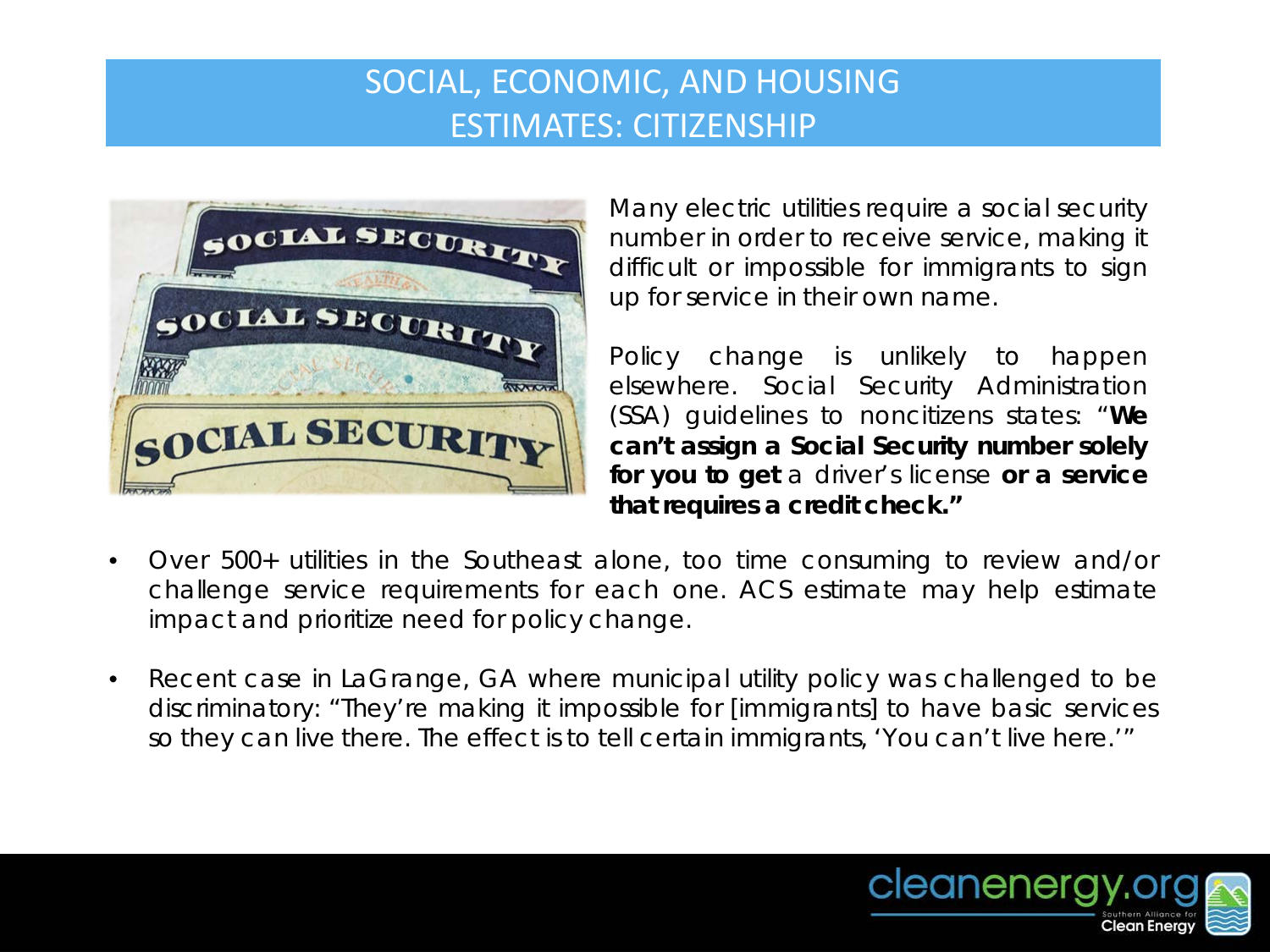# SOCIAL, ECONOMIC, AND HOUSING ESTIMATES: CITIZENSHIP

Many electric utilities require a social security number in order to receive service, making it difficult or impossible for immigrants to sign up for service in their own name.

Policy change is unlikely to happen elsewhere. Social Security Administration (SSA) guidelines to noncitizens states: "**We can't assign a Social Security number solely for you to get** a driver's license **or a service that requires a credit check."**

- Over 500+ utilities in the Southeast alone, too time consuming to review and/or challenge service requirements for each one. ACS estimate may help estimate impact and prioritize need for policy change.
- Recent case in LaGrange, GA where municipal utility policy was challenged to be discriminatory: "They're making it impossible for [immigrants] to have basic services so they can live there. The effect is to tell certain immigrants, 'You can't live here.'"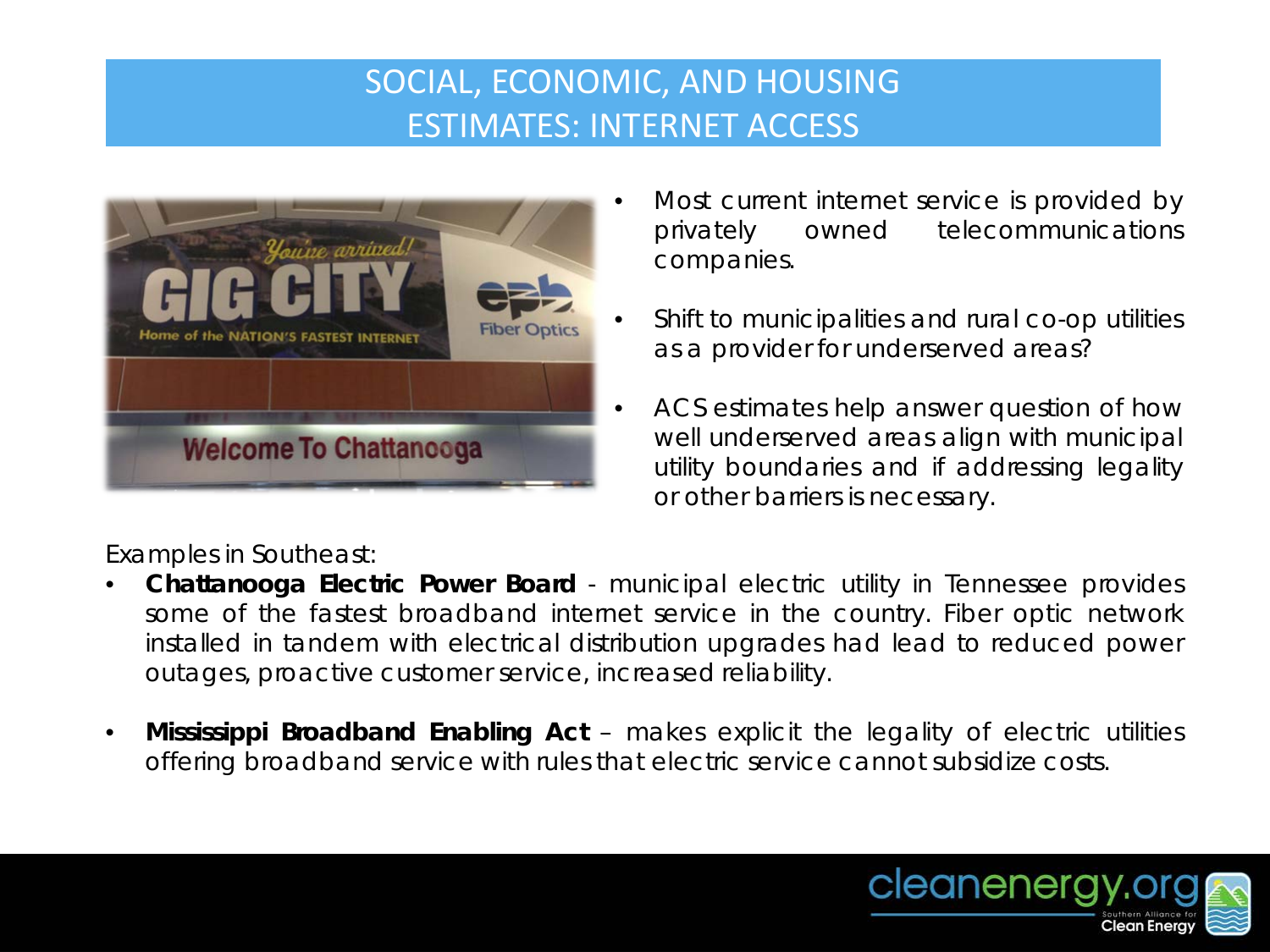# SOCIAL, ECONOMIC, AND HOUSING ESTIMATES: INTERNET ACCESS

- Most current internet service is provided by privately owned telecommunications companies.
- Shift to municipalities and rural co-op utilities as a provider for underserved areas?
- ACS estimates help answer question of how well underserved areas align with municipal utility boundaries and if addressing legality or other barriers is necessary.

Examples in Southeast:

- **Chattanooga Electric Power Board** - municipal electric utility in Tennessee provides some of the fastest broadband internet service in the country. Fiber optic network installed in tandem with electrical distribution upgrades had lead to reduced power outages, proactive customer service, increased reliability.
- **Mississippi Broadband Enabling Act** – makes explicit the legality of electric utilities offering broadband service with rules that electric service cannot subsidize costs.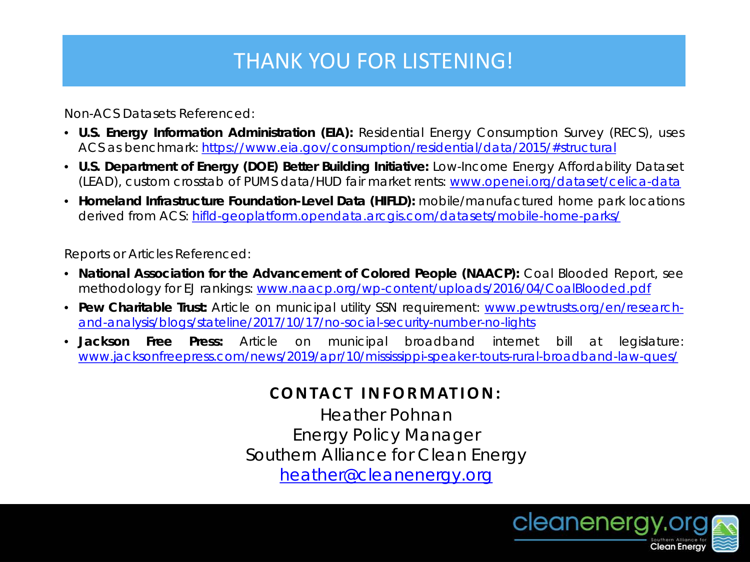# THANK YOU FOR LISTENING!

Non-ACS Datasets Referenced:

- **U.S. Energy Information Administration (EIA):** Residential Energy Consumption Survey (RECS), uses ACS as benchmark: https://www.eia.gov/consumption/residential/data/2015/#structural
- **U.S. Department of Energy (DOE) Better Building Initiative:** Low-Income Energy Affordability Dataset (LEAD), custom crosstab of PUMS data/HUD fair market rents: www.openei.org/dataset/celica-data
- **Homeland Infrastructure Foundation-Level Data (HIFLD):** mobile/manufactured home park locations derived from ACS: hifld-geoplatform.opendata.arcgis.com/datasets/mobile-home-parks/

Reports or Articles Referenced:

- **National Association for the Advancement of Colored People (NAACP):** Coal Blooded Report, see methodology for EJ rankings: www.naacp.org/wp-content/uploads/2016/04/CoalBlooded.pdf
- **Pew Charitable Trust:** Article on municipal utility SSN requirement: www.pewtrusts.org/en/research-and-analysis/blogs/stateline/2017/10/17/no-social-security-number-no-lights
- **Jackson Free Press:** Article on municipal broadband internet bill at legislature: www.jacksonfreepress.com/news/2019/apr/10/mississippi-speaker-touts-rural-broadband-law-ques/

**CONTACT INFORMATION:**

Heather Pohnan
Energy Policy Manager
Southern Alliance for Clean Energy
heather@cleanenergy.org

cleanenergy.org
Southern Alliance for Clean Energy